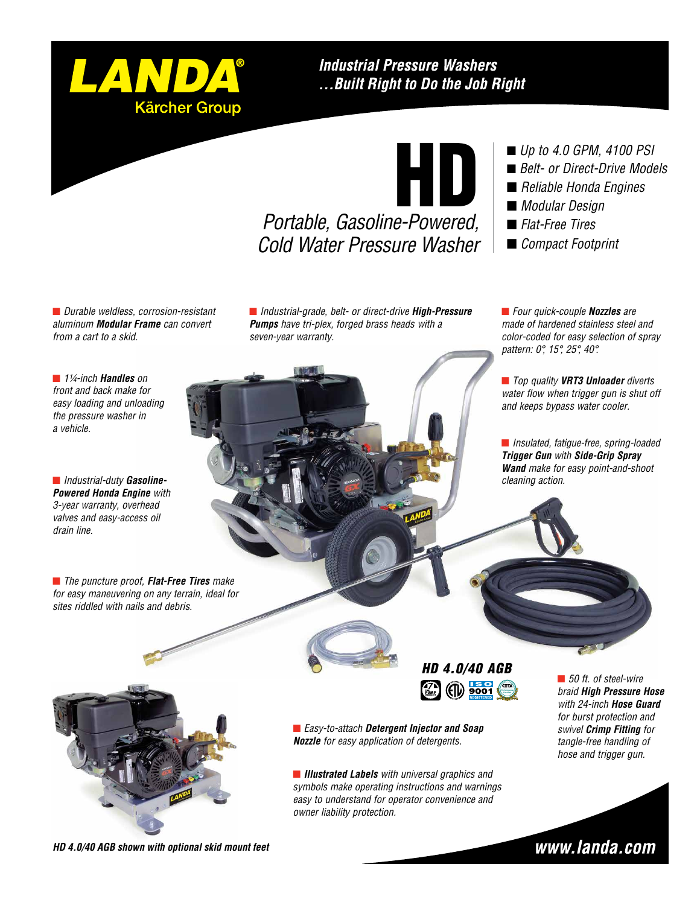# LANDA®

Kärcher Group

## Industrial Pressure Washers ...Built Right to Do the Job Right

# HD

*Portable, Gasoline-Powered, Cold Water Pressure Washer*

- *Up to 4.0 GPM, 4100 PSI*
- *Belt- or Direct-Drive Models*
- *Reliable Honda Engines*
- *Modular Design*
- *Flat-Free Tires*
- *Compact Footprint*

- *Durable weldless, corrosion-resistant aluminum **Modular Frame** can convert from a cart to a skid.*
- *Industrial-grade, belt- or direct-drive **High-Pressure Pumps** have tri-plex, forged brass heads with a seven-year warranty.*
- *Four quick-couple **Nozzles** are made of hardened stainless steel and color-coded for easy selection of spray pattern: 0°, 15°, 25°, 40°.*
- *1¼-inch **Handles** on front and back make for easy loading and unloading the pressure washer in a vehicle.*
- *Top quality **VRT3 Unloader** diverts water flow when trigger gun is shut off and keeps bypass water cooler.*
- *Insulated, fatigue-free, spring-loaded **Trigger Gun** with **Side-Grip Spray Wand** make for easy point-and-shoot cleaning action.*
- *Industrial-duty **Gasoline-Powered Honda Engine** with 3-year warranty, overhead valves and easy-access oil drain line.*
- *The puncture proof, **Flat-Free Tires** make for easy maneuvering on any terrain, ideal for sites riddled with nails and debris.*

**HD 4.0/40 AGB**

- *50 ft. of steel-wire braid **High Pressure Hose** with 24-inch **Hose Guard** for burst protection and swivel **Crimp Fitting** for tangle-free handling of hose and trigger gun.*
- *Easy-to-attach **Detergent Injector and Soap Nozzle** for easy application of detergents.*
- ***Illustrated Labels** with universal graphics and symbols make operating instructions and warnings easy to understand for operator convenience and owner liability protection.*

**HD 4.0/40 AGB shown with optional skid mount feet**

**www.landa.com**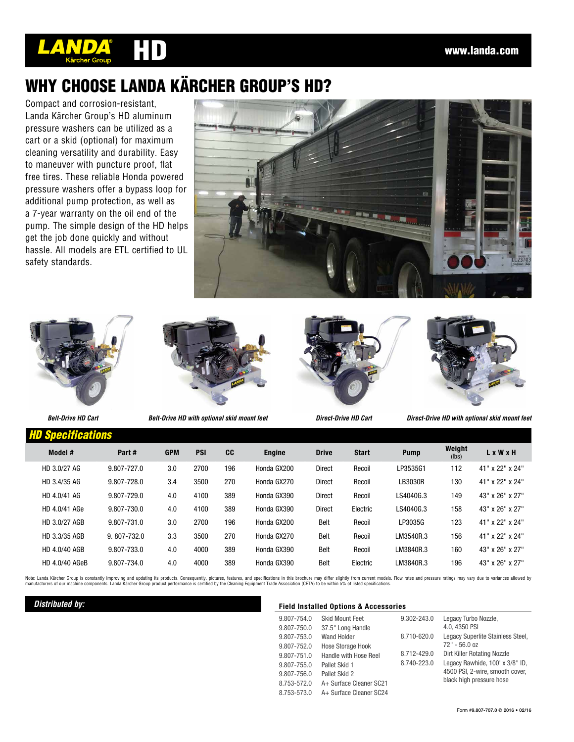# WHY CHOOSE LANDA KÄRCHER GROUP'S HD?

Compact and corrosion-resistant, Landa Kärcher Group's HD aluminum pressure washers can be utilized as a cart or a skid (optional) for maximum cleaning versatility and durability. Easy to maneuver with puncture proof, flat free tires. These reliable Honda powered pressure washers offer a bypass loop for additional pump protection, as well as a 7-year warranty on the oil end of the pump. The simple design of the HD helps get the job done quickly and without hassle. All models are ETL certified to UL safety standards.

*Belt-Drive HD Cart*

*Belt-Drive HD with optional skid mount feet*

*Direct-Drive HD Cart*

*Direct-Drive HD with optional skid mount feet*

## HD Specifications

| Model # | Part # | GPM | PSI | CC | Engine | Drive | Start | Pump | Weight (lbs) | L x W x H |
|---|---|---|---|---|---|---|---|---|---|---|
| HD 3.0/27 AG | 9.807-727.0 | 3.0 | 2700 | 196 | Honda GX200 | Direct | Recoil | LP3535G1 | 112 | 41" x 22" x 24" |
| HD 3.4/35 AG | 9.807-728.0 | 3.4 | 3500 | 270 | Honda GX270 | Direct | Recoil | LB3030R | 130 | 41" x 22" x 24" |
| HD 4.0/41 AG | 9.807-729.0 | 4.0 | 4100 | 389 | Honda GX390 | Direct | Recoil | LS4040G.3 | 149 | 43" x 26" x 27" |
| HD 4.0/41 AGe | 9.807-730.0 | 4.0 | 4100 | 389 | Honda GX390 | Direct | Electric | LS4040G.3 | 158 | 43" x 26" x 27" |
| HD 3.0/27 AGB | 9.807-731.0 | 3.0 | 2700 | 196 | Honda GX200 | Belt | Recoil | LP3035G | 123 | 41" x 22" x 24" |
| HD 3.3/35 AGB | 9. 807-732.0 | 3.3 | 3500 | 270 | Honda GX270 | Belt | Recoil | LM3540R.3 | 156 | 41" x 22" x 24" |
| HD 4.0/40 AGB | 9.807-733.0 | 4.0 | 4000 | 389 | Honda GX390 | Belt | Recoil | LM3840R.3 | 160 | 43" x 26" x 27" |
| HD 4.0/40 AGeB | 9.807-734.0 | 4.0 | 4000 | 389 | Honda GX390 | Belt | Electric | LM3840R.3 | 196 | 43" x 26" x 27" |

Note: Landa Kärcher Group is constantly improving and updating its products. Consequently, pictures, features, and specifications in this brochure may differ slightly from current models. Flow rates and pressure ratings may vary due to variances allowed by manufacturers of our machine components. Landa Kärcher Group product performance is certified by the Cleaning Equipment Trade Association (CETA) to be within 5% of listed specifications.

***Distributed by:***

### Field Installed Options & Accessories

| | |
|---|---|
| 9.807-754.0 | Skid Mount Feet |
| 9.807-750.0 | 37.5" Long Handle |
| 9.807-753.0 | Wand Holder |
| 9.807-752.0 | Hose Storage Hook |
| 9.807-751.0 | Handle with Hose Reel |
| 9.807-755.0 | Pallet Skid 1 |
| 9.807-756.0 | Pallet Skid 2 |
| 8.753-572.0 | A+ Surface Cleaner SC21 |
| 8.753-573.0 | A+ Surface Cleaner SC24 |
| 9.302-243.0 | Legacy Turbo Nozzle, 4.0, 4350 PSI |
| 8.710-620.0 | Legacy Superlite Stainless Steel, 72" - 56.0 oz |
| 8.712-429.0 | Dirt Killer Rotating Nozzle |
| 8.740-223.0 | Legacy Rawhide, 100' x 3/8" ID, 4500 PSI, 2-wire, smooth cover, black high pressure hose |

Form #9.807-707.0 © 2016 • 02/16